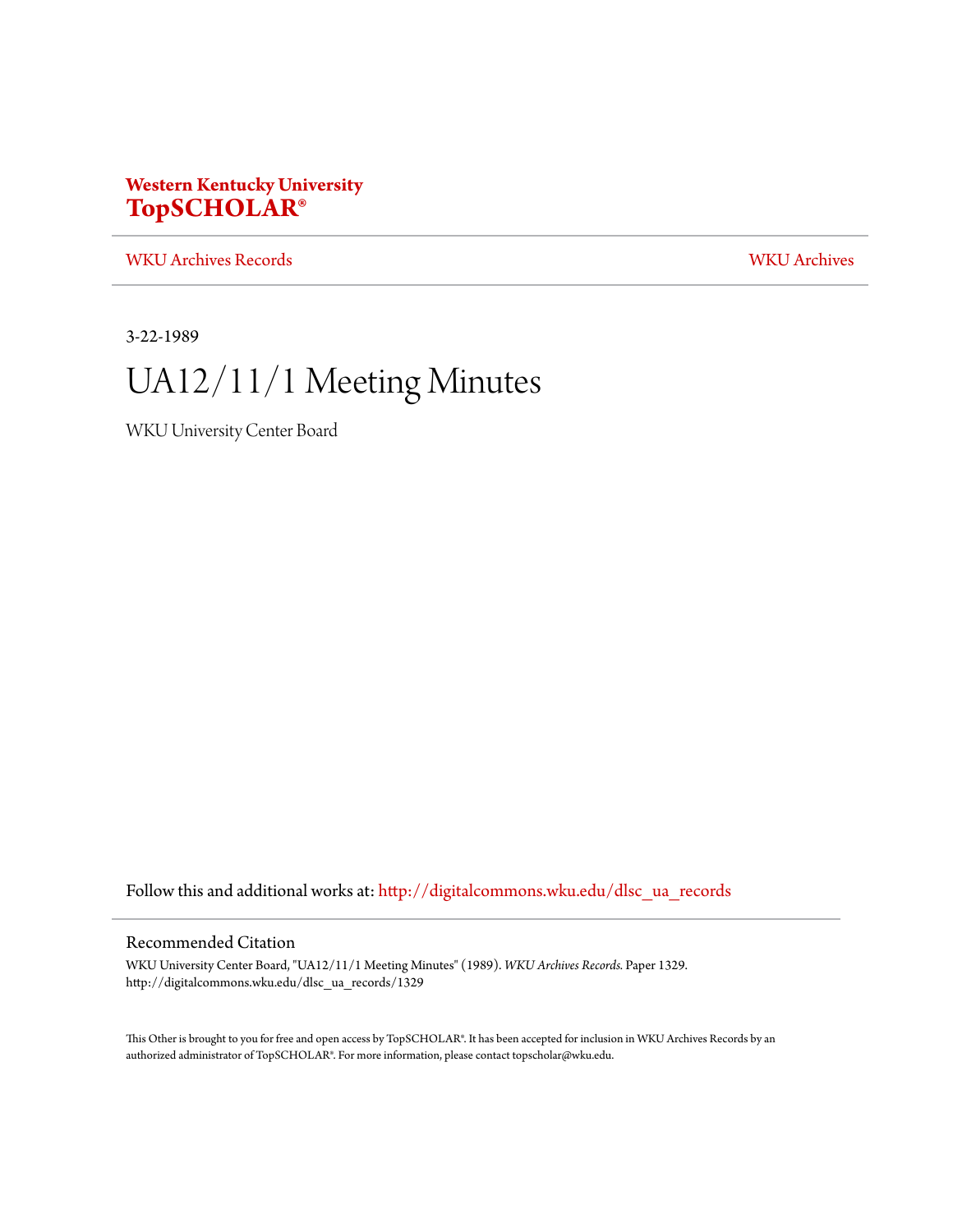**Western Kentucky University**
**TopSCHOLAR®**

WKU Archives Records | WKU Archives

3-22-1989

# UA12/11/1 Meeting Minutes

WKU University Center Board

Follow this and additional works at: http://digitalcommons.wku.edu/dlsc_ua_records

## Recommended Citation

WKU University Center Board, "UA12/11/1 Meeting Minutes" (1989). *WKU Archives Records.* Paper 1329.
http://digitalcommons.wku.edu/dlsc_ua_records/1329

This Other is brought to you for free and open access by TopSCHOLAR®. It has been accepted for inclusion in WKU Archives Records by an authorized administrator of TopSCHOLAR®. For more information, please contact topscholar@wku.edu.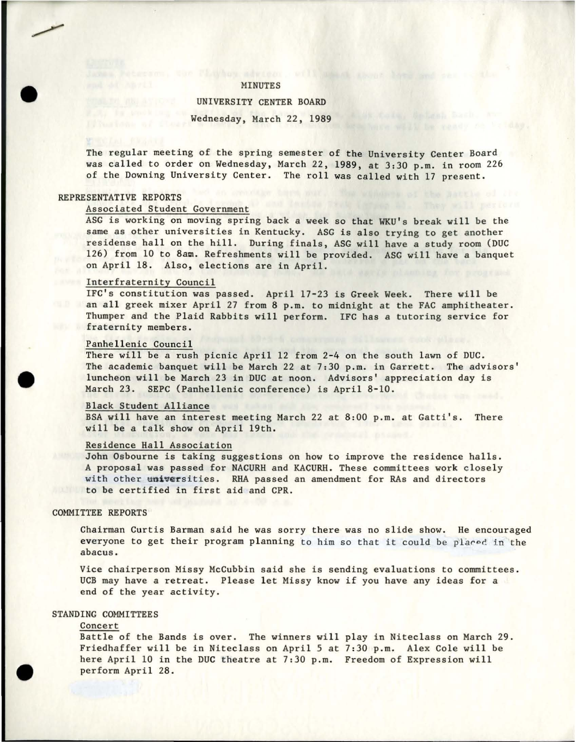# MINUTES

## UNIVERSITY CENTER BOARD

### Wednesday, March 22, 1989

The regular meeting of the spring semester of the University Center Board was called to order on Wednesday, March 22, 1989, at 3:30 p.m. in room 226 of the Downing University Center. The roll was called with 17 present.

## REPRESENTATIVE REPORTS

### Associated Student Government

ASG is working on moving spring back a week so that WKU's break will be the same as other universities in Kentucky. ASG is also trying to get another residense hall on the hill. During finals, ASG will have a study room (DUC 126) from 10 to 8am. Refreshments will be provided. ASG will have a banquet on April 18. Also, elections are in April.

### Interfraternity Council

IFC's constitution was passed. April 17-23 is Greek Week. There will be an all greek mixer April 27 from 8 p.m. to midnight at the FAC amphitheater. Thumper and the Plaid Rabbits will perform. IFC has a tutoring service for fraternity members.

### Panhellenic Council

There will be a rush picnic April 12 from 2-4 on the south lawn of DUC. The academic banquet will be March 22 at 7:30 p.m. in Garrett. The advisors' luncheon will be March 23 in DUC at noon. Advisors' appreciation day is March 23. SEPC (Panhellenic conference) is April 8-10.

### Black Student Alliance

BSA will have an interest meeting March 22 at 8:00 p.m. at Gatti's. There will be a talk show on April 19th.

### Residence Hall Association

John Osbourne is taking suggestions on how to improve the residence halls. A proposal was passed for NACURH and KACURH. These committees work closely with other universities. RHA passed an amendment for RAs and directors to be certified in first aid and CPR.

## COMMITTEE REPORTS

Chairman Curtis Barman said he was sorry there was no slide show. He encouraged everyone to get their program planning to him so that it could be placed in the abacus.

Vice chairperson Missy McCubbin said she is sending evaluations to committees. UCB may have a retreat. Please let Missy know if you have any ideas for a end of the year activity.

## STANDING COMMITTEES

### Concert

Battle of the Bands is over. The winners will play in Niteclass on March 29. Friedhaffer will be in Niteclass on April 5 at 7:30 p.m. Alex Cole will be here April 10 in the DUC theatre at 7:30 p.m. Freedom of Expression will perform April 28.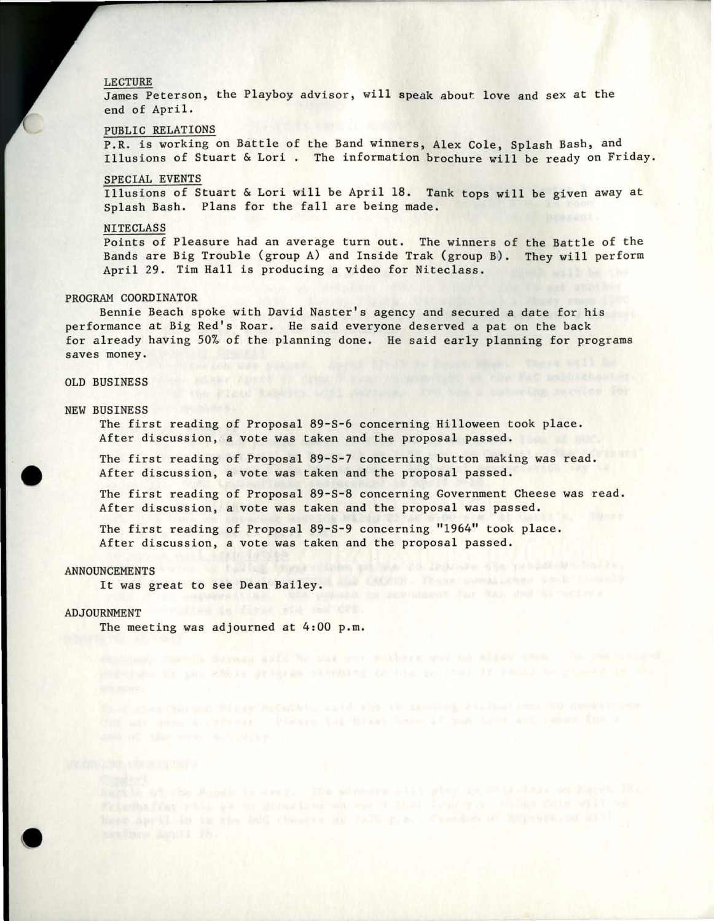LECTURE

James Peterson, the Playboy advisor, will speak about love and sex at the end of April.

PUBLIC RELATIONS

P.R. is working on Battle of the Band winners, Alex Cole, Splash Bash, and Illusions of Stuart & Lori . The information brochure will be ready on Friday.

SPECIAL EVENTS

Illusions of Stuart & Lori will be April 18. Tank tops will be given away at Splash Bash. Plans for the fall are being made.

NITECLASS

Points of Pleasure had an average turn out. The winners of the Battle of the Bands are Big Trouble (group A) and Inside Trak (group B). They will perform April 29. Tim Hall is producing a video for Niteclass.

PROGRAM COORDINATOR

Bennie Beach spoke with David Naster's agency and secured a date for his performance at Big Red's Roar. He said everyone deserved a pat on the back for already having 50% of the planning done. He said early planning for programs saves money.

OLD BUSINESS

NEW BUSINESS

The first reading of Proposal 89-S-6 concerning Hilloween took place. After discussion, a vote was taken and the proposal passed.

The first reading of Proposal 89-S-7 concerning button making was read. After discussion, a vote was taken and the proposal passed.

The first reading of Proposal 89-S-8 concerning Government Cheese was read. After discussion, a vote was taken and the proposal was passed.

The first reading of Proposal 89-S-9 concerning "1964" took place. After discussion, a vote was taken and the proposal passed.

ANNOUNCEMENTS

It was great to see Dean Bailey.

ADJOURNMENT

The meeting was adjourned at 4:00 p.m.